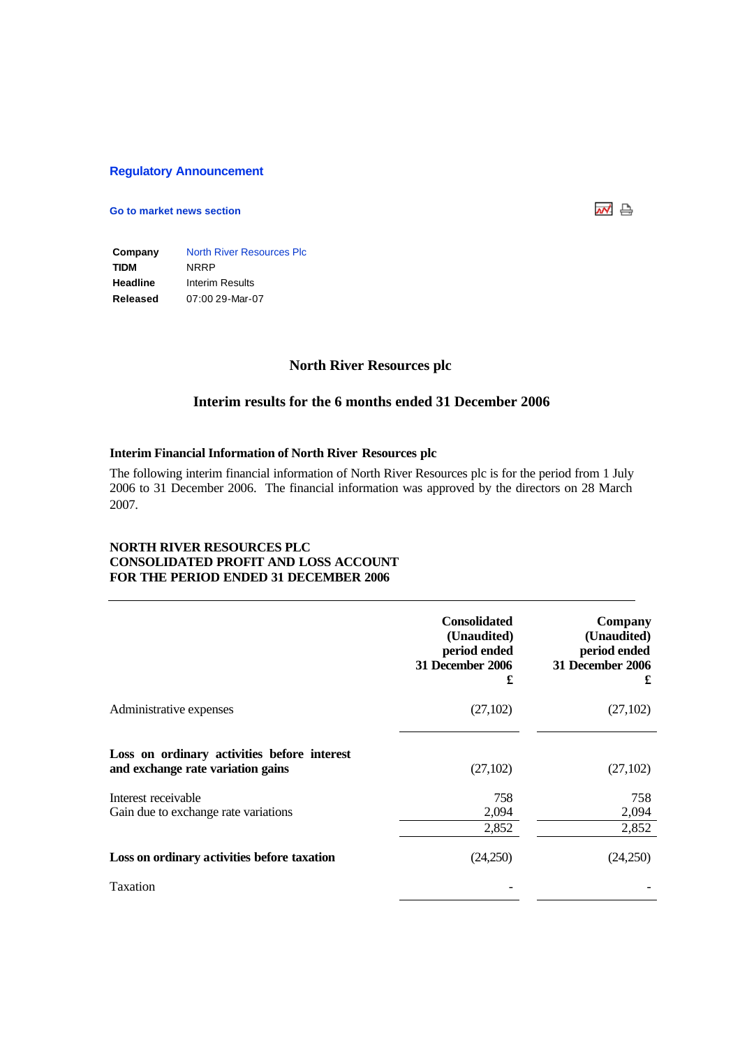**Regulatory Announcement**

**Go to market news section**

| **Company** | North River Resources Plc |
|---|---|
| **TIDM** | NRRP |
| **Headline** | Interim Results |
| **Released** | 07:00 29-Mar-07 |

# North River Resources plc

## Interim results for the 6 months ended 31 December 2006

### Interim Financial Information of North River Resources plc

The following interim financial information of North River Resources plc is for the period from 1 July 2006 to 31 December 2006. The financial information was approved by the directors on 28 March 2007.

**NORTH RIVER RESOURCES PLC**
**CONSOLIDATED PROFIT AND LOSS ACCOUNT**
**FOR THE PERIOD ENDED 31 DECEMBER 2006**

| | **Consolidated (Unaudited) period ended 31 December 2006 £** | **Company (Unaudited) period ended 31 December 2006 £** |
|---|---|---|
| Administrative expenses | (27,102) | (27,102) |
| **Loss on ordinary activities before interest and exchange rate variation gains** | (27,102) | (27,102) |
| Interest receivable | 758 | 758 |
| Gain due to exchange rate variations | 2,094 | 2,094 |
| | 2,852 | 2,852 |
| **Loss on ordinary activities before taxation** | (24,250) | (24,250) |
| Taxation | - | - |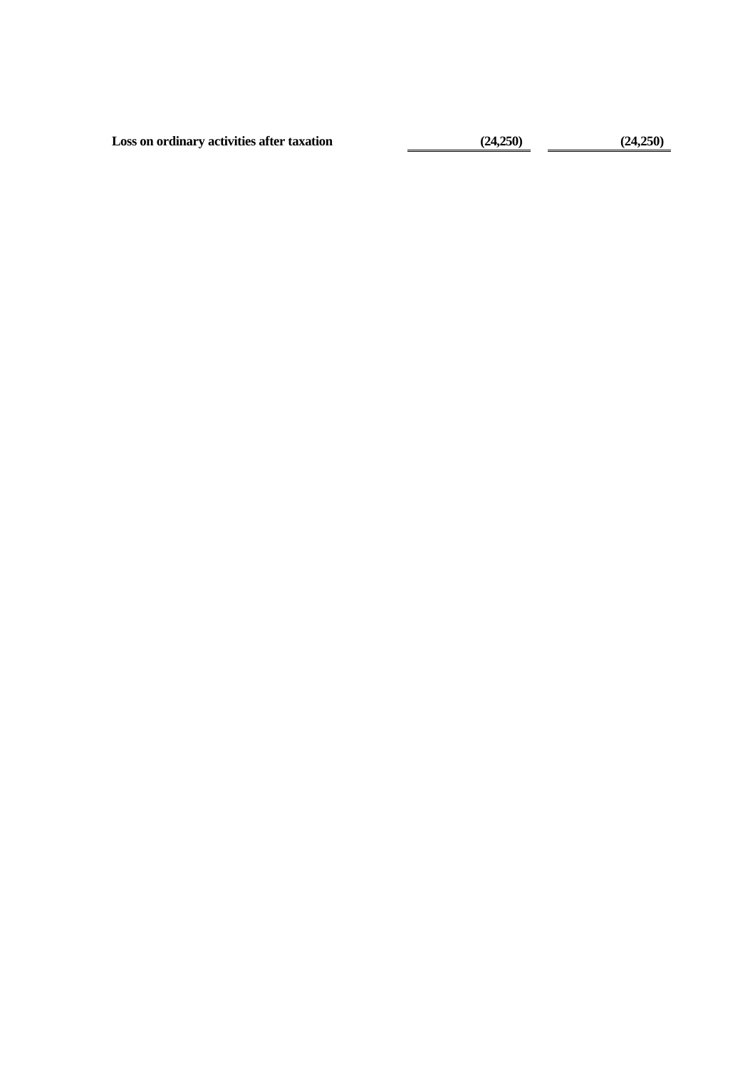| | | |
|---|---|---|
| **Loss on ordinary activities after taxation** | **(24,250)** | **(24,250)** |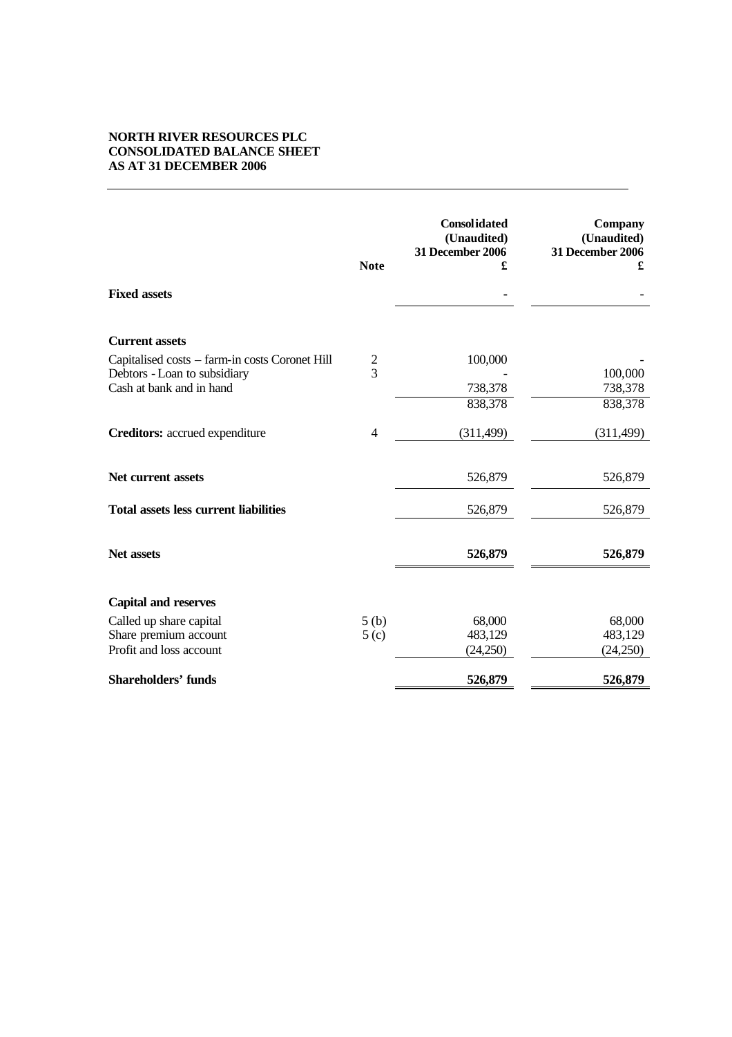**NORTH RIVER RESOURCES PLC**
**CONSOLIDATED BALANCE SHEET**
**AS AT 31 DECEMBER 2006**

| | Note | Consolidated (Unaudited) 31 December 2006 £ | Company (Unaudited) 31 December 2006 £ |
|---|---|---|---|
| **Fixed assets** | | - | - |
| **Current assets** | | | |
| Capitalised costs – farm-in costs Coronet Hill | 2 | 100,000 | - |
| Debtors - Loan to subsidiary | 3 | - | 100,000 |
| Cash at bank and in hand | | 738,378 | 738,378 |
| | | 838,378 | 838,378 |
| **Creditors:** accrued expenditure | 4 | (311,499) | (311,499) |
| **Net current assets** | | 526,879 | 526,879 |
| **Total assets less current liabilities** | | 526,879 | 526,879 |
| **Net assets** | | **526,879** | **526,879** |
| **Capital and reserves** | | | |
| Called up share capital | 5 (b) | 68,000 | 68,000 |
| Share premium account | 5 (c) | 483,129 | 483,129 |
| Profit and loss account | | (24,250) | (24,250) |
| **Shareholders' funds** | | **526,879** | **526,879** |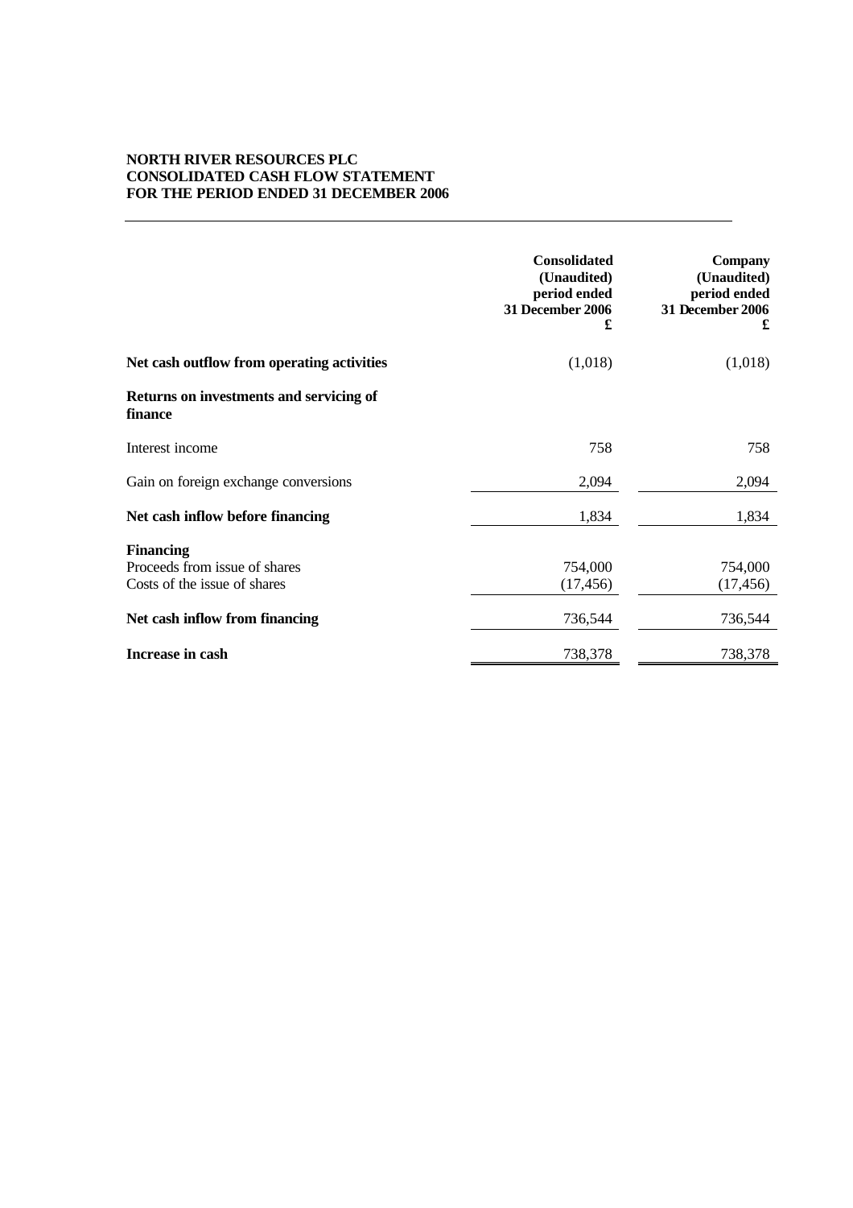**NORTH RIVER RESOURCES PLC**
**CONSOLIDATED CASH FLOW STATEMENT**
**FOR THE PERIOD ENDED 31 DECEMBER 2006**

| | Consolidated (Unaudited) period ended 31 December 2006 £ | Company (Unaudited) period ended 31 December 2006 £ |
|---|---|---|
| **Net cash outflow from operating activities** | (1,018) | (1,018) |
| **Returns on investments and servicing of finance** | | |
| Interest income | 758 | 758 |
| Gain on foreign exchange conversions | 2,094 | 2,094 |
| **Net cash inflow before financing** | 1,834 | 1,834 |
| **Financing** | | |
| Proceeds from issue of shares | 754,000 | 754,000 |
| Costs of the issue of shares | (17,456) | (17,456) |
| **Net cash inflow from financing** | 736,544 | 736,544 |
| **Increase in cash** | 738,378 | 738,378 |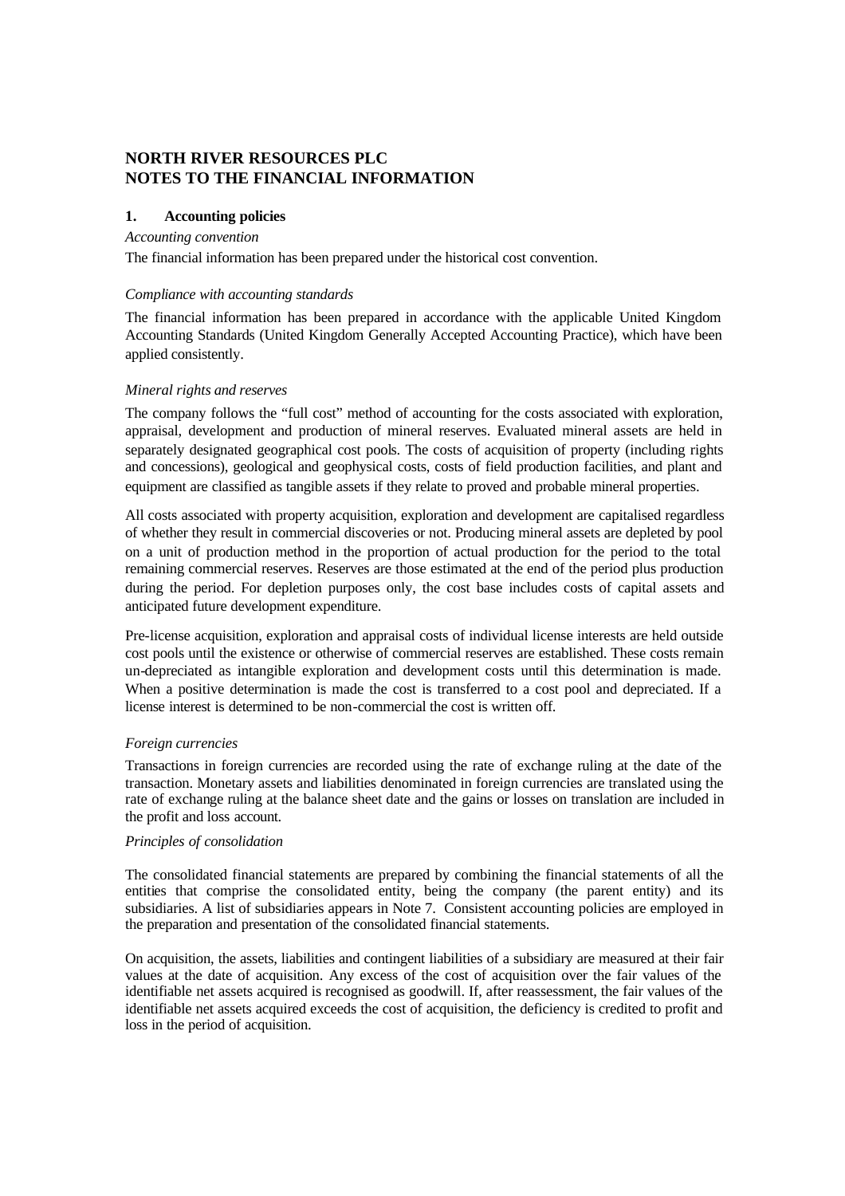# NORTH RIVER RESOURCES PLC
# NOTES TO THE FINANCIAL INFORMATION

## 1. Accounting policies

*Accounting convention*

The financial information has been prepared under the historical cost convention.

*Compliance with accounting standards*

The financial information has been prepared in accordance with the applicable United Kingdom Accounting Standards (United Kingdom Generally Accepted Accounting Practice), which have been applied consistently.

*Mineral rights and reserves*

The company follows the "full cost" method of accounting for the costs associated with exploration, appraisal, development and production of mineral reserves. Evaluated mineral assets are held in separately designated geographical cost pools. The costs of acquisition of property (including rights and concessions), geological and geophysical costs, costs of field production facilities, and plant and equipment are classified as tangible assets if they relate to proved and probable mineral properties.

All costs associated with property acquisition, exploration and development are capitalised regardless of whether they result in commercial discoveries or not. Producing mineral assets are depleted by pool on a unit of production method in the proportion of actual production for the period to the total remaining commercial reserves. Reserves are those estimated at the end of the period plus production during the period. For depletion purposes only, the cost base includes costs of capital assets and anticipated future development expenditure.

Pre-license acquisition, exploration and appraisal costs of individual license interests are held outside cost pools until the existence or otherwise of commercial reserves are established. These costs remain un-depreciated as intangible exploration and development costs until this determination is made. When a positive determination is made the cost is transferred to a cost pool and depreciated. If a license interest is determined to be non-commercial the cost is written off.

*Foreign currencies*

Transactions in foreign currencies are recorded using the rate of exchange ruling at the date of the transaction. Monetary assets and liabilities denominated in foreign currencies are translated using the rate of exchange ruling at the balance sheet date and the gains or losses on translation are included in the profit and loss account.

*Principles of consolidation*

The consolidated financial statements are prepared by combining the financial statements of all the entities that comprise the consolidated entity, being the company (the parent entity) and its subsidiaries. A list of subsidiaries appears in Note 7. Consistent accounting policies are employed in the preparation and presentation of the consolidated financial statements.

On acquisition, the assets, liabilities and contingent liabilities of a subsidiary are measured at their fair values at the date of acquisition. Any excess of the cost of acquisition over the fair values of the identifiable net assets acquired is recognised as goodwill. If, after reassessment, the fair values of the identifiable net assets acquired exceeds the cost of acquisition, the deficiency is credited to profit and loss in the period of acquisition.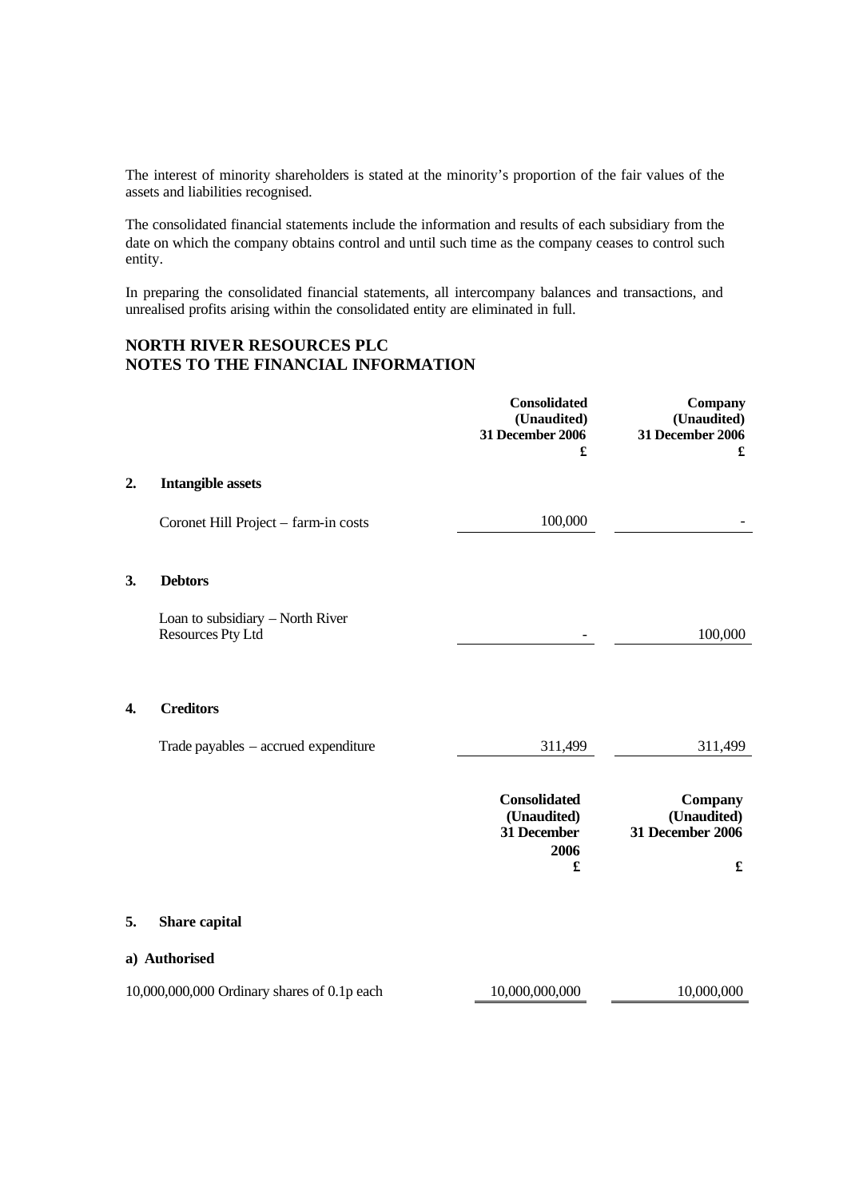The interest of minority shareholders is stated at the minority's proportion of the fair values of the assets and liabilities recognised.

The consolidated financial statements include the information and results of each subsidiary from the date on which the company obtains control and until such time as the company ceases to control such entity.

In preparing the consolidated financial statements, all intercompany balances and transactions, and unrealised profits arising within the consolidated entity are eliminated in full.

**NORTH RIVER RESOURCES PLC**
**NOTES TO THE FINANCIAL INFORMATION**

| | | Consolidated (Unaudited) 31 December 2006 £ | Company (Unaudited) 31 December 2006 £ |
|---|---|---|---|
| **2.** | **Intangible assets** | | |
| | Coronet Hill Project – farm-in costs | 100,000 | - |
| **3.** | **Debtors** | | |
| | Loan to subsidiary – North River Resources Pty Ltd | - | 100,000 |
| **4.** | **Creditors** | | |
| | Trade payables – accrued expenditure | 311,499 | 311,499 |

| | Consolidated (Unaudited) 31 December 2006 £ | Company (Unaudited) 31 December 2006 £ |
|---|---|---|
| **5. Share capital** | | |
| **a) Authorised** | | |
| 10,000,000,000 Ordinary shares of 0.1p each | 10,000,000,000 | 10,000,000 |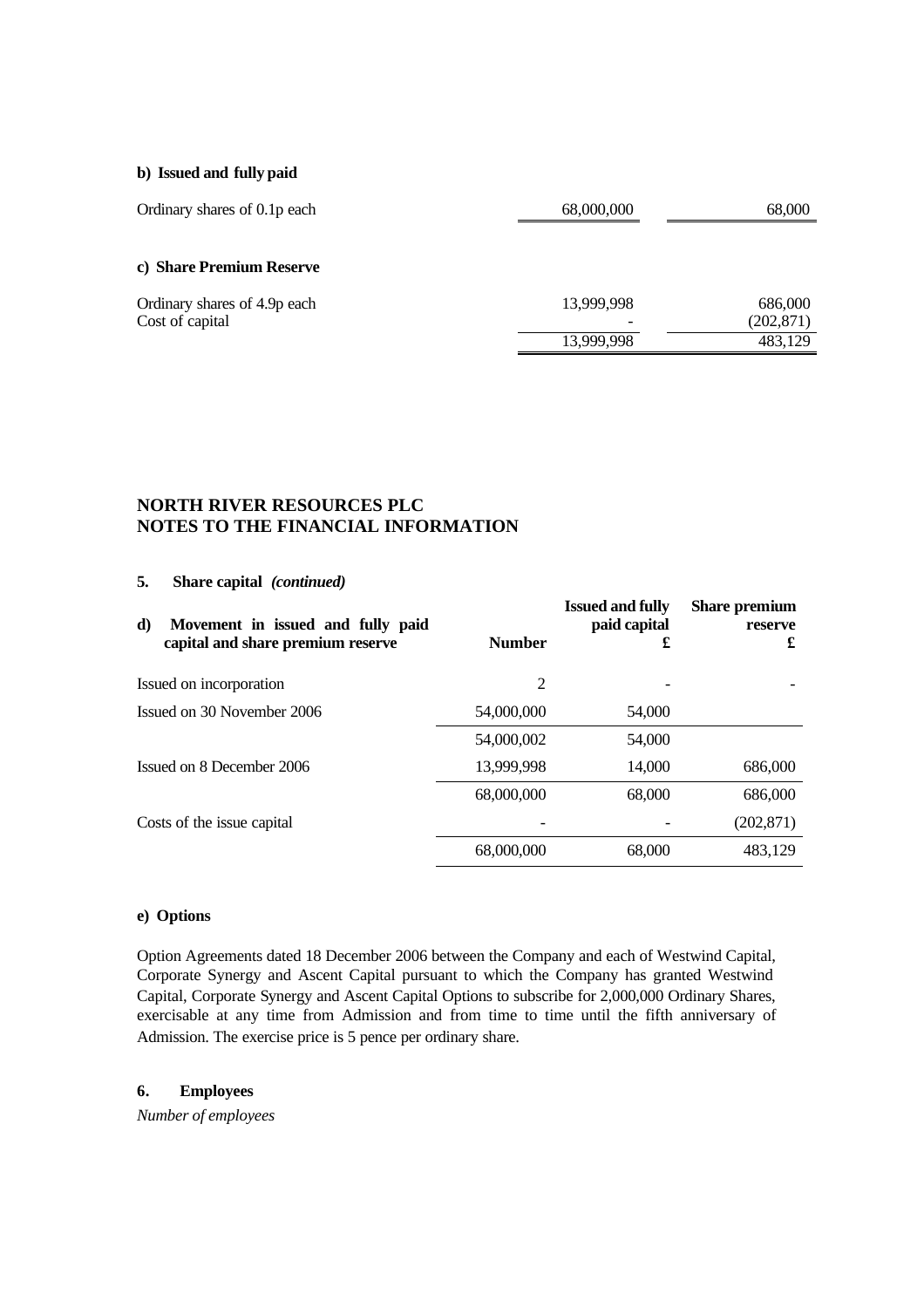**b) Issued and fully paid**

| | | |
|---|---|---|
| Ordinary shares of 0.1p each | 68,000,000 | 68,000 |

**c) Share Premium Reserve**

| | | |
|---|---|---|
| Ordinary shares of 4.9p each | 13,999,998 | 686,000 |
| Cost of capital | - | (202,871) |
| | 13,999,998 | 483,129 |

## NORTH RIVER RESOURCES PLC
## NOTES TO THE FINANCIAL INFORMATION

**5. Share capital** ***(continued)***

| **d) Movement in issued and fully paid capital and share premium reserve** | **Number** | **Issued and fully paid capital £** | **Share premium reserve £** |
|---|---|---|---|
| Issued on incorporation | 2 | - | - |
| Issued on 30 November 2006 | 54,000,000 | 54,000 | |
| | 54,000,002 | 54,000 | |
| Issued on 8 December 2006 | 13,999,998 | 14,000 | 686,000 |
| | 68,000,000 | 68,000 | 686,000 |
| Costs of the issue capital | - | - | (202,871) |
| | 68,000,000 | 68,000 | 483,129 |

**e) Options**

Option Agreements dated 18 December 2006 between the Company and each of Westwind Capital, Corporate Synergy and Ascent Capital pursuant to which the Company has granted Westwind Capital, Corporate Synergy and Ascent Capital Options to subscribe for 2,000,000 Ordinary Shares, exercisable at any time from Admission and from time to time until the fifth anniversary of Admission. The exercise price is 5 pence per ordinary share.

**6. Employees**

*Number of employees*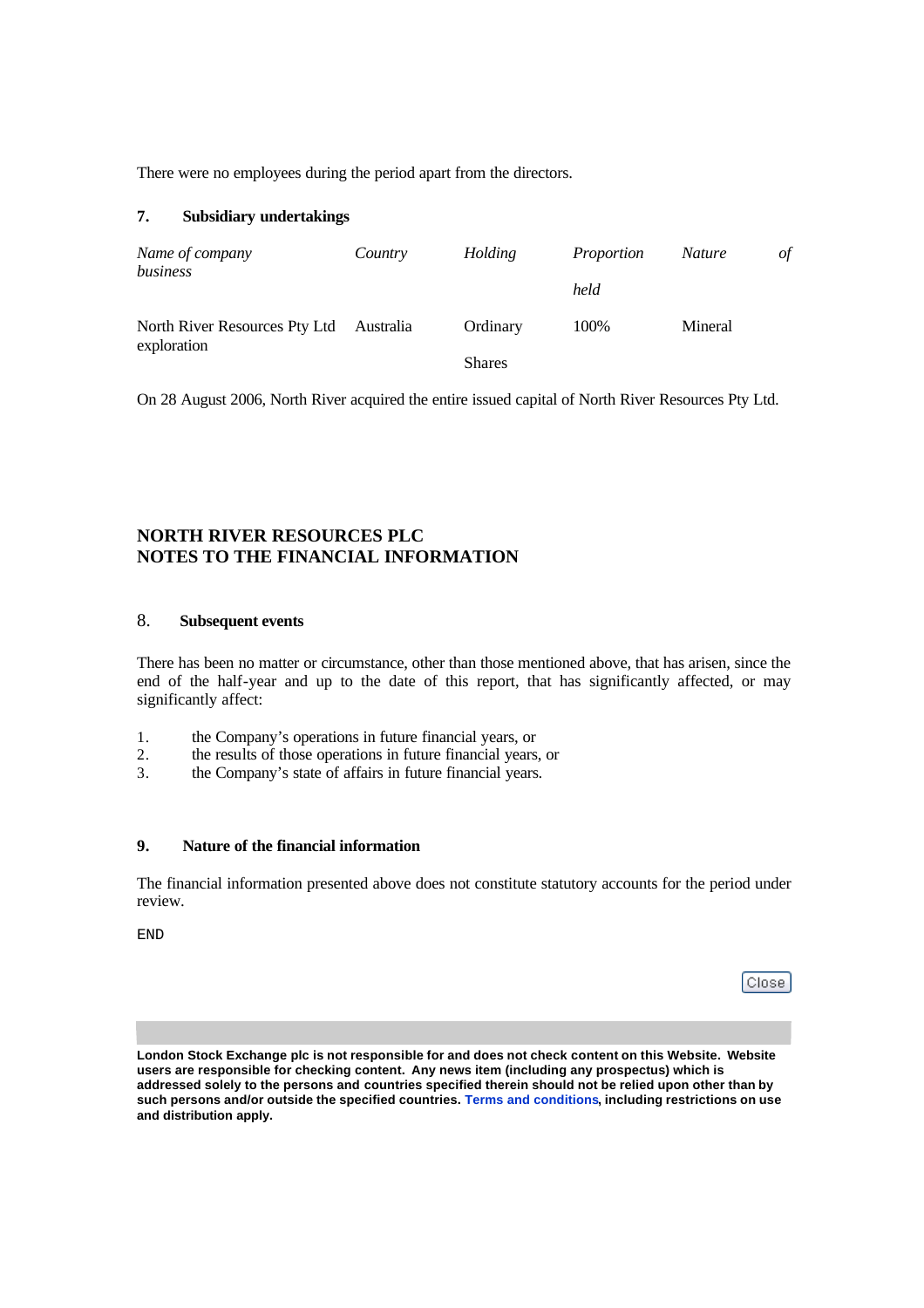There were no employees during the period apart from the directors.

### 7. Subsidiary undertakings

| *Name of company* | *Country* | *Holding* | *Proportion held* | *Nature of business* |
| --- | --- | --- | --- | --- |
| North River Resources Pty Ltd | Australia | Ordinary Shares | 100% | Mineral exploration |

On 28 August 2006, North River acquired the entire issued capital of North River Resources Pty Ltd.

## NORTH RIVER RESOURCES PLC
## NOTES TO THE FINANCIAL INFORMATION

### 8. Subsequent events

There has been no matter or circumstance, other than those mentioned above, that has arisen, since the end of the half-year and up to the date of this report, that has significantly affected, or may significantly affect:

1. the Company's operations in future financial years, or
2. the results of those operations in future financial years, or
3. the Company's state of affairs in future financial years.

### 9. Nature of the financial information

The financial information presented above does not constitute statutory accounts for the period under review.

END

**London Stock Exchange plc is not responsible for and does not check content on this Website. Website users are responsible for checking content. Any news item (including any prospectus) which is addressed solely to the persons and countries specified therein should not be relied upon other than by such persons and/or outside the specified countries. Terms and conditions, including restrictions on use and distribution apply.**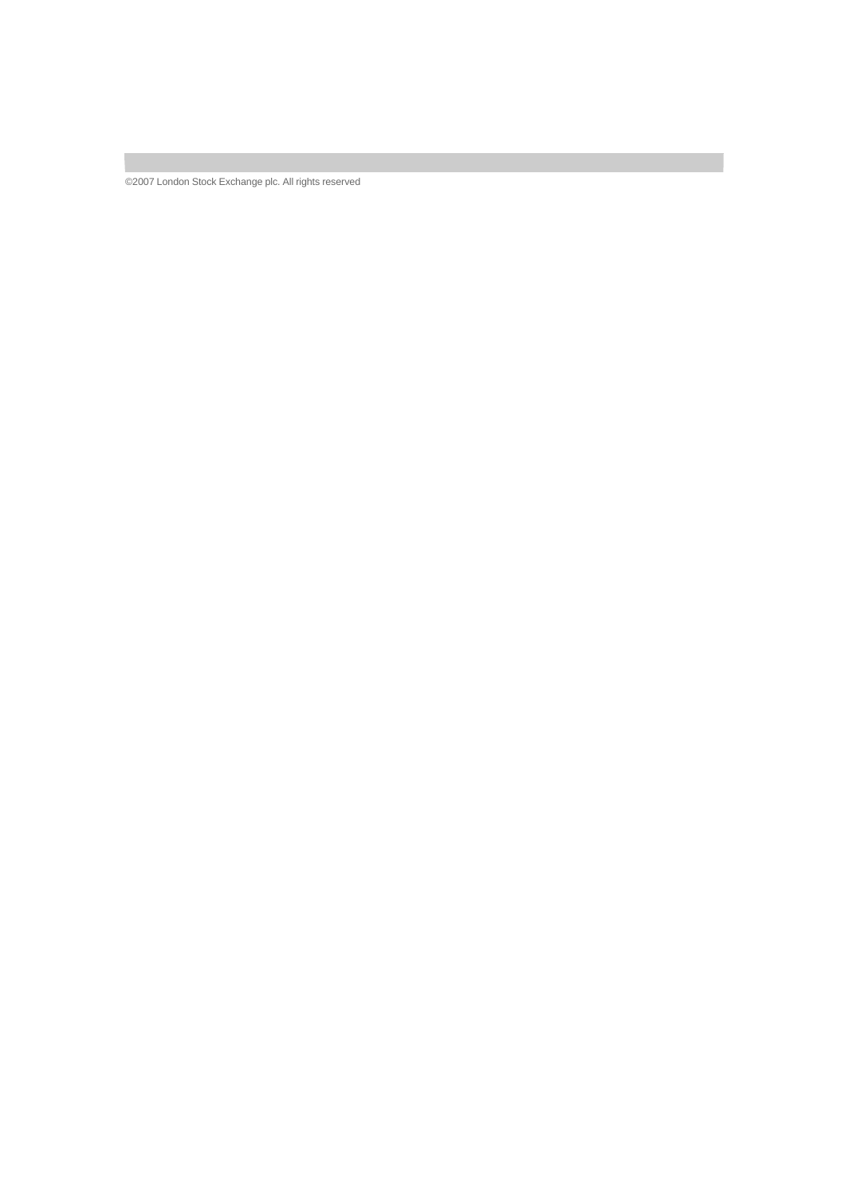©2007 London Stock Exchange plc. All rights reserved